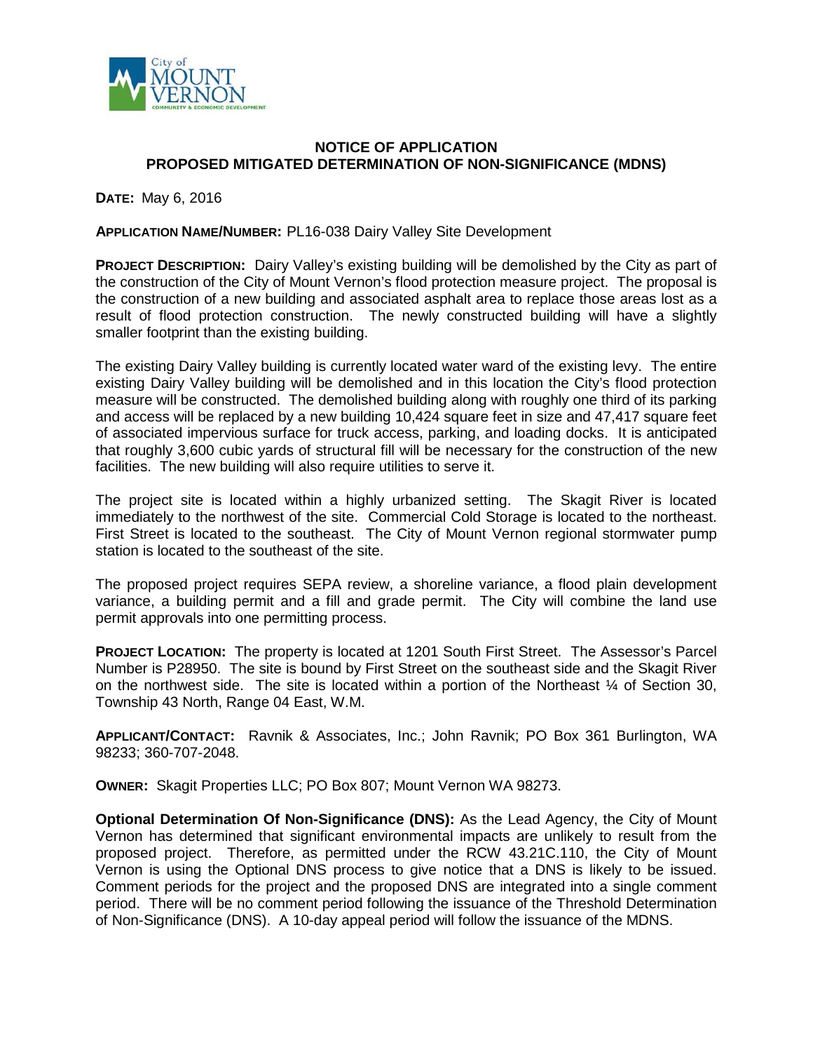City of MOUNT VERNON
COMMUNITY & ECONOMIC DEVELOPMENT

# NOTICE OF APPLICATION
## PROPOSED MITIGATED DETERMINATION OF NON-SIGNIFICANCE (MDNS)

**DATE:** May 6, 2016

**APPLICATION NAME/NUMBER:** PL16-038 Dairy Valley Site Development

**PROJECT DESCRIPTION:** Dairy Valley's existing building will be demolished by the City as part of the construction of the City of Mount Vernon's flood protection measure project. The proposal is the construction of a new building and associated asphalt area to replace those areas lost as a result of flood protection construction. The newly constructed building will have a slightly smaller footprint than the existing building.

The existing Dairy Valley building is currently located water ward of the existing levy. The entire existing Dairy Valley building will be demolished and in this location the City's flood protection measure will be constructed. The demolished building along with roughly one third of its parking and access will be replaced by a new building 10,424 square feet in size and 47,417 square feet of associated impervious surface for truck access, parking, and loading docks. It is anticipated that roughly 3,600 cubic yards of structural fill will be necessary for the construction of the new facilities. The new building will also require utilities to serve it.

The project site is located within a highly urbanized setting. The Skagit River is located immediately to the northwest of the site. Commercial Cold Storage is located to the northeast. First Street is located to the southeast. The City of Mount Vernon regional stormwater pump station is located to the southeast of the site.

The proposed project requires SEPA review, a shoreline variance, a flood plain development variance, a building permit and a fill and grade permit. The City will combine the land use permit approvals into one permitting process.

**PROJECT LOCATION:** The property is located at 1201 South First Street. The Assessor's Parcel Number is P28950. The site is bound by First Street on the southeast side and the Skagit River on the northwest side. The site is located within a portion of the Northeast ¼ of Section 30, Township 43 North, Range 04 East, W.M.

**APPLICANT/CONTACT:** Ravnik & Associates, Inc.; John Ravnik; PO Box 361 Burlington, WA 98233; 360-707-2048.

**OWNER:** Skagit Properties LLC; PO Box 807; Mount Vernon WA 98273.

**Optional Determination Of Non-Significance (DNS):** As the Lead Agency, the City of Mount Vernon has determined that significant environmental impacts are unlikely to result from the proposed project. Therefore, as permitted under the RCW 43.21C.110, the City of Mount Vernon is using the Optional DNS process to give notice that a DNS is likely to be issued. Comment periods for the project and the proposed DNS are integrated into a single comment period. There will be no comment period following the issuance of the Threshold Determination of Non-Significance (DNS). A 10-day appeal period will follow the issuance of the MDNS.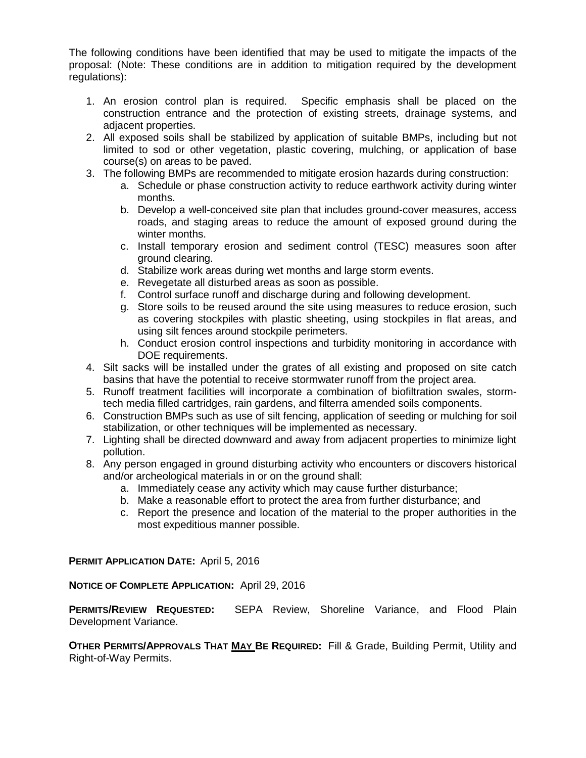The following conditions have been identified that may be used to mitigate the impacts of the proposal: (Note: These conditions are in addition to mitigation required by the development regulations):

1. An erosion control plan is required. Specific emphasis shall be placed on the construction entrance and the protection of existing streets, drainage systems, and adjacent properties.
2. All exposed soils shall be stabilized by application of suitable BMPs, including but not limited to sod or other vegetation, plastic covering, mulching, or application of base course(s) on areas to be paved.
3. The following BMPs are recommended to mitigate erosion hazards during construction:
   a. Schedule or phase construction activity to reduce earthwork activity during winter months.
   b. Develop a well-conceived site plan that includes ground-cover measures, access roads, and staging areas to reduce the amount of exposed ground during the winter months.
   c. Install temporary erosion and sediment control (TESC) measures soon after ground clearing.
   d. Stabilize work areas during wet months and large storm events.
   e. Revegetate all disturbed areas as soon as possible.
   f. Control surface runoff and discharge during and following development.
   g. Store soils to be reused around the site using measures to reduce erosion, such as covering stockpiles with plastic sheeting, using stockpiles in flat areas, and using silt fences around stockpile perimeters.
   h. Conduct erosion control inspections and turbidity monitoring in accordance with DOE requirements.
4. Silt sacks will be installed under the grates of all existing and proposed on site catch basins that have the potential to receive stormwater runoff from the project area.
5. Runoff treatment facilities will incorporate a combination of biofiltration swales, storm-tech media filled cartridges, rain gardens, and filterra amended soils components.
6. Construction BMPs such as use of silt fencing, application of seeding or mulching for soil stabilization, or other techniques will be implemented as necessary.
7. Lighting shall be directed downward and away from adjacent properties to minimize light pollution.
8. Any person engaged in ground disturbing activity who encounters or discovers historical and/or archeological materials in or on the ground shall:
   a. Immediately cease any activity which may cause further disturbance;
   b. Make a reasonable effort to protect the area from further disturbance; and
   c. Report the presence and location of the material to the proper authorities in the most expeditious manner possible.

**PERMIT APPLICATION DATE:** April 5, 2016

**NOTICE OF COMPLETE APPLICATION:** April 29, 2016

**PERMITS/REVIEW REQUESTED:** SEPA Review, Shoreline Variance, and Flood Plain Development Variance.

**OTHER PERMITS/APPROVALS THAT MAY BE REQUIRED:** Fill & Grade, Building Permit, Utility and Right-of-Way Permits.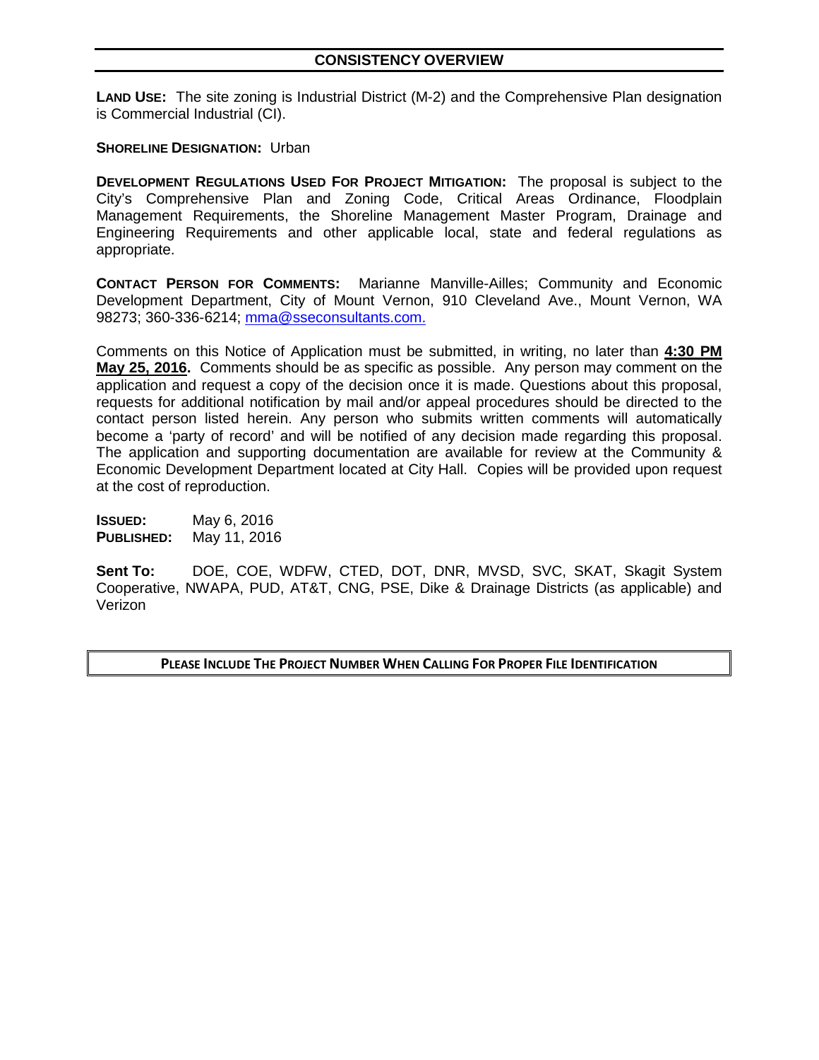## CONSISTENCY OVERVIEW

**LAND USE:** The site zoning is Industrial District (M-2) and the Comprehensive Plan designation is Commercial Industrial (CI).

**SHORELINE DESIGNATION:** Urban

**DEVELOPMENT REGULATIONS USED FOR PROJECT MITIGATION:** The proposal is subject to the City's Comprehensive Plan and Zoning Code, Critical Areas Ordinance, Floodplain Management Requirements, the Shoreline Management Master Program, Drainage and Engineering Requirements and other applicable local, state and federal regulations as appropriate.

**CONTACT PERSON FOR COMMENTS:** Marianne Manville-Ailles; Community and Economic Development Department, City of Mount Vernon, 910 Cleveland Ave., Mount Vernon, WA 98273; 360-336-6214; mma@sseconsultants.com.

Comments on this Notice of Application must be submitted, in writing, no later than **4:30 PM May 25, 2016.** Comments should be as specific as possible. Any person may comment on the application and request a copy of the decision once it is made. Questions about this proposal, requests for additional notification by mail and/or appeal procedures should be directed to the contact person listed herein. Any person who submits written comments will automatically become a 'party of record' and will be notified of any decision made regarding this proposal. The application and supporting documentation are available for review at the Community & Economic Development Department located at City Hall. Copies will be provided upon request at the cost of reproduction.

**ISSUED:** May 6, 2016
**PUBLISHED:** May 11, 2016

**Sent To:** DOE, COE, WDFW, CTED, DOT, DNR, MVSD, SVC, SKAT, Skagit System Cooperative, NWAPA, PUD, AT&T, CNG, PSE, Dike & Drainage Districts (as applicable) and Verizon

**PLEASE INCLUDE THE PROJECT NUMBER WHEN CALLING FOR PROPER FILE IDENTIFICATION**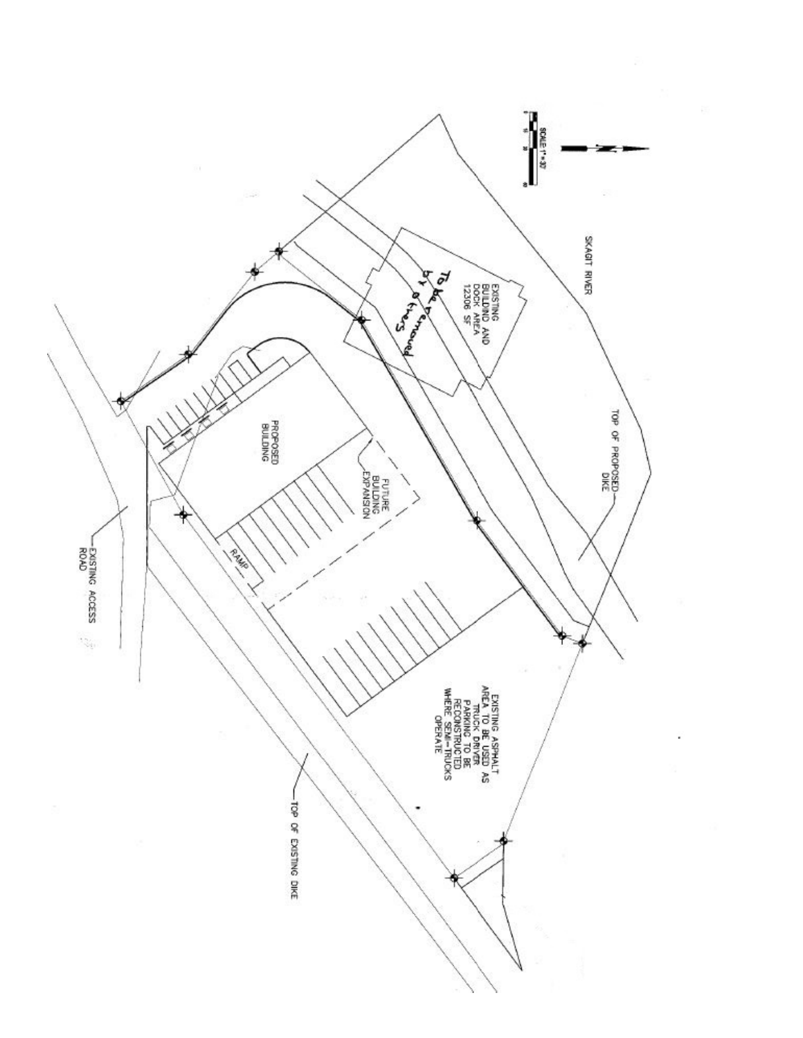SCALE 1" = 30'

SKAGIT RIVER

EXISTING BUILDING AND DOCK AREA 12306 SF

To be removed by others

TOP OF PROPOSED DIKE

PROPOSED BUILDING

FUTURE BUILDING EXPANSION

RAMP

EXISTING ACCESS ROAD

EXISTING ASPHALT AREA TO BE USED AS TRUCK DRIVER PARKING TO BE RECONSTRUCTED WHERE SEMI-TRUCKS OPERATE

TOP OF EXISTING DIKE